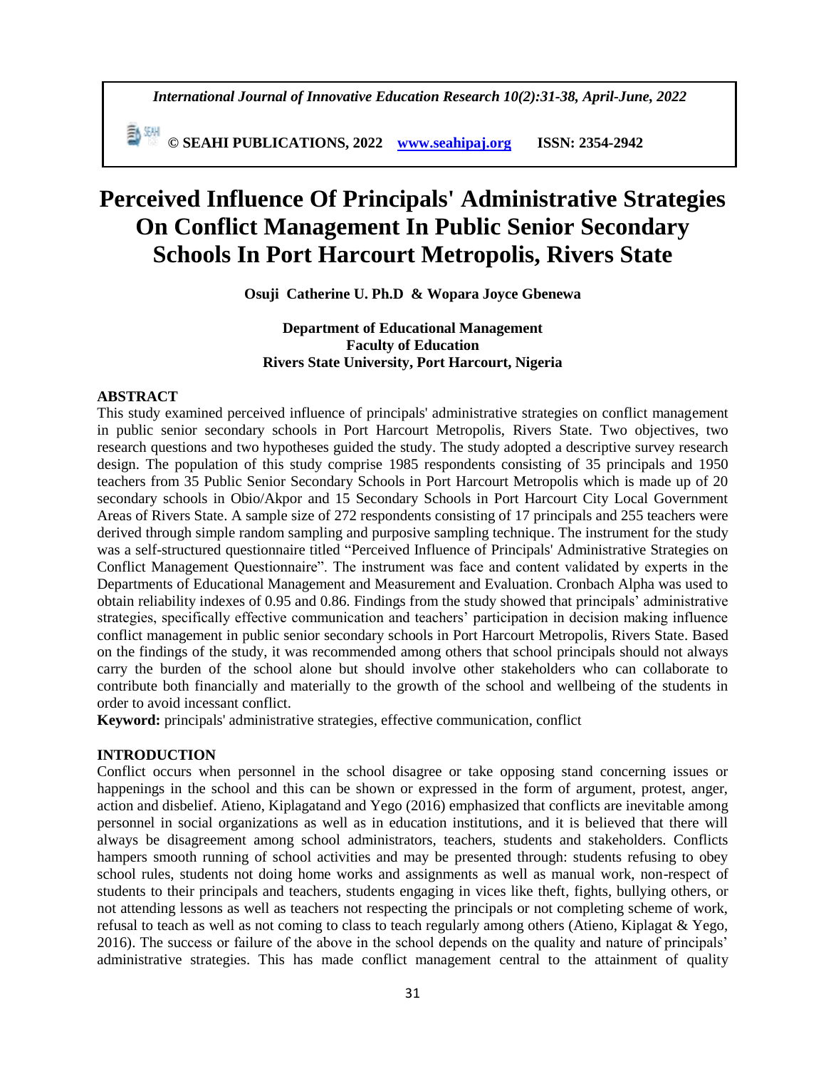# Perceived Influence Of Principals' Administrative Strategies On Conflict Management In Public Senior Secondary Schools In Port Harcourt Metropolis, Rivers State

**Osuji Catherine U. Ph.D & Wopara Joyce Gbenewa**

**Department of Educational Management**
**Faculty of Education**
**Rivers State University, Port Harcourt, Nigeria**

## ABSTRACT

This study examined perceived influence of principals' administrative strategies on conflict management in public senior secondary schools in Port Harcourt Metropolis, Rivers State. Two objectives, two research questions and two hypotheses guided the study. The study adopted a descriptive survey research design. The population of this study comprise 1985 respondents consisting of 35 principals and 1950 teachers from 35 Public Senior Secondary Schools in Port Harcourt Metropolis which is made up of 20 secondary schools in Obio/Akpor and 15 Secondary Schools in Port Harcourt City Local Government Areas of Rivers State. A sample size of 272 respondents consisting of 17 principals and 255 teachers were derived through simple random sampling and purposive sampling technique. The instrument for the study was a self-structured questionnaire titled "Perceived Influence of Principals' Administrative Strategies on Conflict Management Questionnaire". The instrument was face and content validated by experts in the Departments of Educational Management and Measurement and Evaluation. Cronbach Alpha was used to obtain reliability indexes of 0.95 and 0.86. Findings from the study showed that principals' administrative strategies, specifically effective communication and teachers' participation in decision making influence conflict management in public senior secondary schools in Port Harcourt Metropolis, Rivers State. Based on the findings of the study, it was recommended among others that school principals should not always carry the burden of the school alone but should involve other stakeholders who can collaborate to contribute both financially and materially to the growth of the school and wellbeing of the students in order to avoid incessant conflict.

**Keyword:** principals' administrative strategies, effective communication, conflict

## INTRODUCTION

Conflict occurs when personnel in the school disagree or take opposing stand concerning issues or happenings in the school and this can be shown or expressed in the form of argument, protest, anger, action and disbelief. Atieno, Kiplagatand and Yego (2016) emphasized that conflicts are inevitable among personnel in social organizations as well as in education institutions, and it is believed that there will always be disagreement among school administrators, teachers, students and stakeholders. Conflicts hampers smooth running of school activities and may be presented through: students refusing to obey school rules, students not doing home works and assignments as well as manual work, non-respect of students to their principals and teachers, students engaging in vices like theft, fights, bullying others, or not attending lessons as well as teachers not respecting the principals or not completing scheme of work, refusal to teach as well as not coming to class to teach regularly among others (Atieno, Kiplagat & Yego, 2016). The success or failure of the above in the school depends on the quality and nature of principals' administrative strategies. This has made conflict management central to the attainment of quality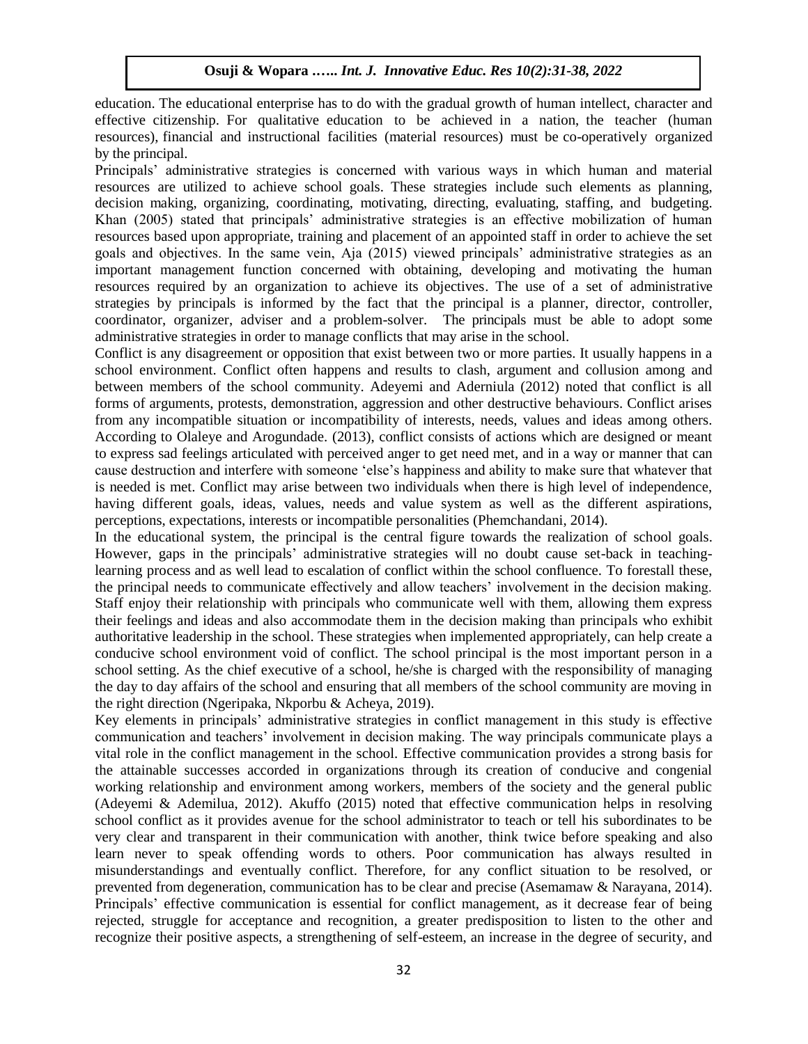education. The educational enterprise has to do with the gradual growth of human intellect, character and effective citizenship. For qualitative education to be achieved in a nation, the teacher (human resources), financial and instructional facilities (material resources) must be co-operatively organized by the principal.

Principals' administrative strategies is concerned with various ways in which human and material resources are utilized to achieve school goals. These strategies include such elements as planning, decision making, organizing, coordinating, motivating, directing, evaluating, staffing, and budgeting. Khan (2005) stated that principals' administrative strategies is an effective mobilization of human resources based upon appropriate, training and placement of an appointed staff in order to achieve the set goals and objectives. In the same vein, Aja (2015) viewed principals' administrative strategies as an important management function concerned with obtaining, developing and motivating the human resources required by an organization to achieve its objectives. The use of a set of administrative strategies by principals is informed by the fact that the principal is a planner, director, controller, coordinator, organizer, adviser and a problem-solver. The principals must be able to adopt some administrative strategies in order to manage conflicts that may arise in the school.

Conflict is any disagreement or opposition that exist between two or more parties. It usually happens in a school environment. Conflict often happens and results to clash, argument and collusion among and between members of the school community. Adeyemi and Aderniula (2012) noted that conflict is all forms of arguments, protests, demonstration, aggression and other destructive behaviours. Conflict arises from any incompatible situation or incompatibility of interests, needs, values and ideas among others. According to Olaleye and Arogundade. (2013), conflict consists of actions which are designed or meant to express sad feelings articulated with perceived anger to get need met, and in a way or manner that can cause destruction and interfere with someone 'else's happiness and ability to make sure that whatever that is needed is met. Conflict may arise between two individuals when there is high level of independence, having different goals, ideas, values, needs and value system as well as the different aspirations, perceptions, expectations, interests or incompatible personalities (Phemchandani, 2014).

In the educational system, the principal is the central figure towards the realization of school goals. However, gaps in the principals' administrative strategies will no doubt cause set-back in teaching-learning process and as well lead to escalation of conflict within the school confluence. To forestall these, the principal needs to communicate effectively and allow teachers' involvement in the decision making. Staff enjoy their relationship with principals who communicate well with them, allowing them express their feelings and ideas and also accommodate them in the decision making than principals who exhibit authoritative leadership in the school. These strategies when implemented appropriately, can help create a conducive school environment void of conflict. The school principal is the most important person in a school setting. As the chief executive of a school, he/she is charged with the responsibility of managing the day to day affairs of the school and ensuring that all members of the school community are moving in the right direction (Ngeripaka, Nkporbu & Acheya, 2019).

Key elements in principals' administrative strategies in conflict management in this study is effective communication and teachers' involvement in decision making. The way principals communicate plays a vital role in the conflict management in the school. Effective communication provides a strong basis for the attainable successes accorded in organizations through its creation of conducive and congenial working relationship and environment among workers, members of the society and the general public (Adeyemi & Ademilua, 2012). Akuffo (2015) noted that effective communication helps in resolving school conflict as it provides avenue for the school administrator to teach or tell his subordinates to be very clear and transparent in their communication with another, think twice before speaking and also learn never to speak offending words to others. Poor communication has always resulted in misunderstandings and eventually conflict. Therefore, for any conflict situation to be resolved, or prevented from degeneration, communication has to be clear and precise (Asemamaw & Narayana, 2014). Principals' effective communication is essential for conflict management, as it decrease fear of being rejected, struggle for acceptance and recognition, a greater predisposition to listen to the other and recognize their positive aspects, a strengthening of self-esteem, an increase in the degree of security, and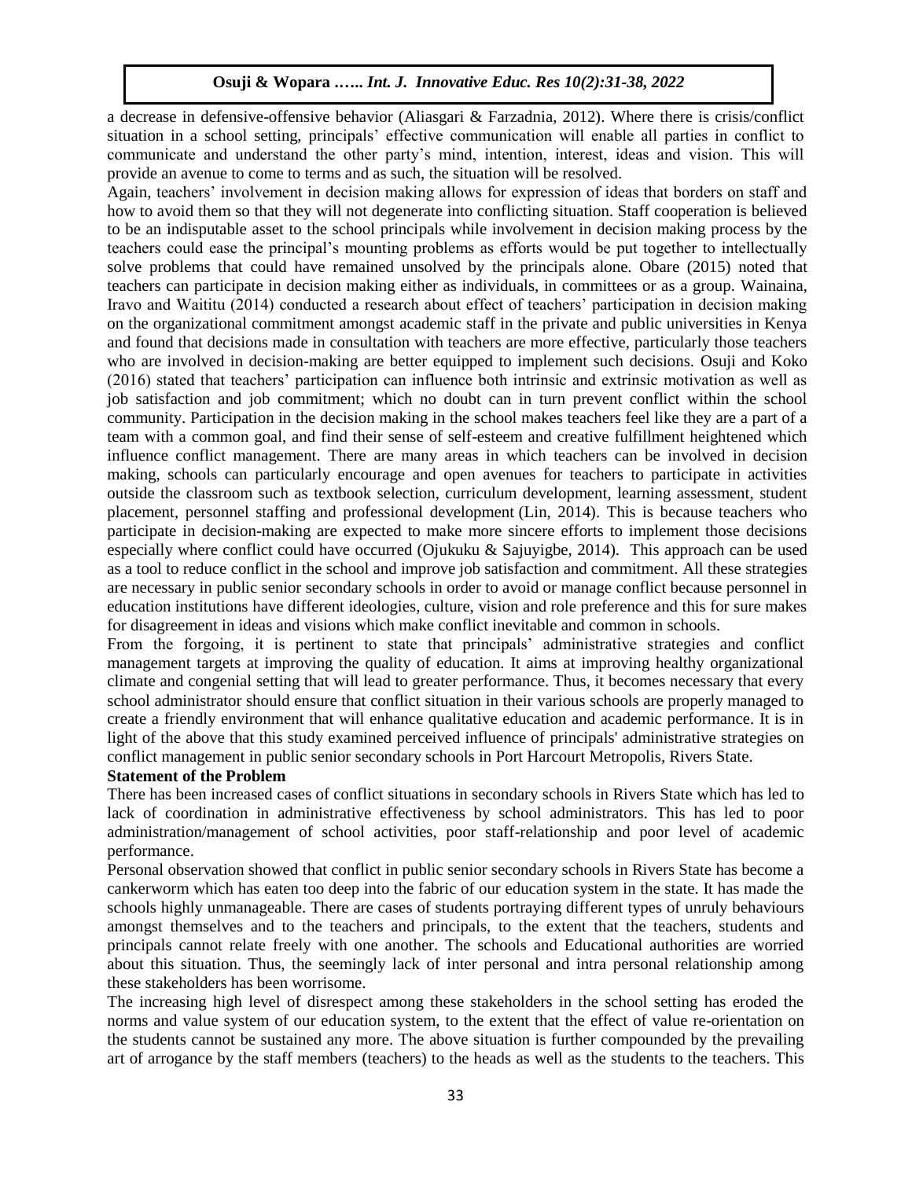a decrease in defensive-offensive behavior (Aliasgari & Farzadnia, 2012). Where there is crisis/conflict situation in a school setting, principals' effective communication will enable all parties in conflict to communicate and understand the other party's mind, intention, interest, ideas and vision. This will provide an avenue to come to terms and as such, the situation will be resolved.

Again, teachers' involvement in decision making allows for expression of ideas that borders on staff and how to avoid them so that they will not degenerate into conflicting situation. Staff cooperation is believed to be an indisputable asset to the school principals while involvement in decision making process by the teachers could ease the principal's mounting problems as efforts would be put together to intellectually solve problems that could have remained unsolved by the principals alone. Obare (2015) noted that teachers can participate in decision making either as individuals, in committees or as a group. Wainaina, Iravo and Waititu (2014) conducted a research about effect of teachers' participation in decision making on the organizational commitment amongst academic staff in the private and public universities in Kenya and found that decisions made in consultation with teachers are more effective, particularly those teachers who are involved in decision-making are better equipped to implement such decisions. Osuji and Koko (2016) stated that teachers' participation can influence both intrinsic and extrinsic motivation as well as job satisfaction and job commitment; which no doubt can in turn prevent conflict within the school community. Participation in the decision making in the school makes teachers feel like they are a part of a team with a common goal, and find their sense of self-esteem and creative fulfillment heightened which influence conflict management. There are many areas in which teachers can be involved in decision making, schools can particularly encourage and open avenues for teachers to participate in activities outside the classroom such as textbook selection, curriculum development, learning assessment, student placement, personnel staffing and professional development (Lin, 2014). This is because teachers who participate in decision-making are expected to make more sincere efforts to implement those decisions especially where conflict could have occurred (Ojukuku & Sajuyigbe, 2014). This approach can be used as a tool to reduce conflict in the school and improve job satisfaction and commitment. All these strategies are necessary in public senior secondary schools in order to avoid or manage conflict because personnel in education institutions have different ideologies, culture, vision and role preference and this for sure makes for disagreement in ideas and visions which make conflict inevitable and common in schools.

From the forgoing, it is pertinent to state that principals' administrative strategies and conflict management targets at improving the quality of education. It aims at improving healthy organizational climate and congenial setting that will lead to greater performance. Thus, it becomes necessary that every school administrator should ensure that conflict situation in their various schools are properly managed to create a friendly environment that will enhance qualitative education and academic performance. It is in light of the above that this study examined perceived influence of principals' administrative strategies on conflict management in public senior secondary schools in Port Harcourt Metropolis, Rivers State.

**Statement of the Problem**

There has been increased cases of conflict situations in secondary schools in Rivers State which has led to lack of coordination in administrative effectiveness by school administrators. This has led to poor administration/management of school activities, poor staff-relationship and poor level of academic performance.

Personal observation showed that conflict in public senior secondary schools in Rivers State has become a cankerworm which has eaten too deep into the fabric of our education system in the state. It has made the schools highly unmanageable. There are cases of students portraying different types of unruly behaviours amongst themselves and to the teachers and principals, to the extent that the teachers, students and principals cannot relate freely with one another. The schools and Educational authorities are worried about this situation. Thus, the seemingly lack of inter personal and intra personal relationship among these stakeholders has been worrisome.

The increasing high level of disrespect among these stakeholders in the school setting has eroded the norms and value system of our education system, to the extent that the effect of value re-orientation on the students cannot be sustained any more. The above situation is further compounded by the prevailing art of arrogance by the staff members (teachers) to the heads as well as the students to the teachers. This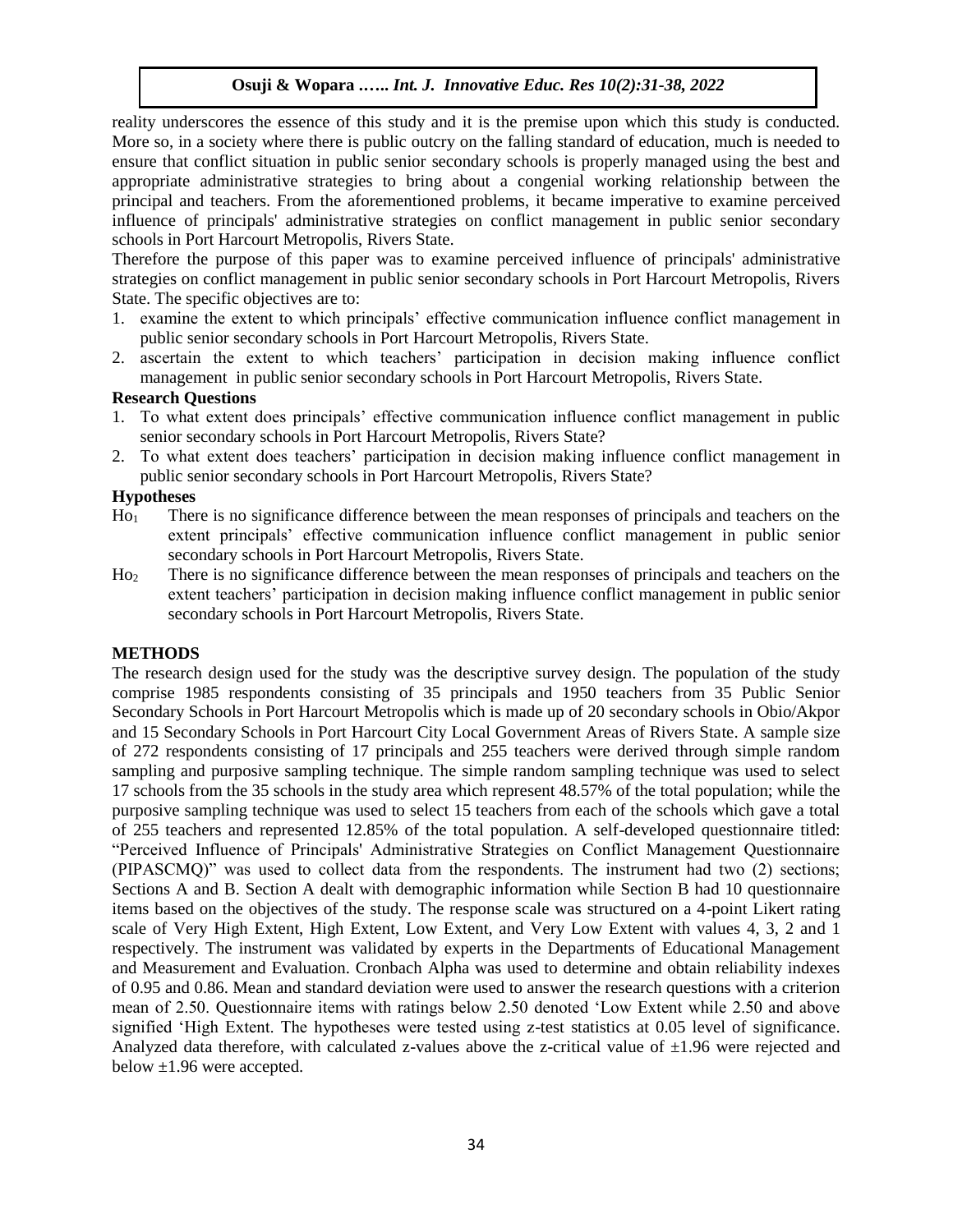reality underscores the essence of this study and it is the premise upon which this study is conducted. More so, in a society where there is public outcry on the falling standard of education, much is needed to ensure that conflict situation in public senior secondary schools is properly managed using the best and appropriate administrative strategies to bring about a congenial working relationship between the principal and teachers. From the aforementioned problems, it became imperative to examine perceived influence of principals' administrative strategies on conflict management in public senior secondary schools in Port Harcourt Metropolis, Rivers State.

Therefore the purpose of this paper was to examine perceived influence of principals' administrative strategies on conflict management in public senior secondary schools in Port Harcourt Metropolis, Rivers State. The specific objectives are to:

1. examine the extent to which principals' effective communication influence conflict management in public senior secondary schools in Port Harcourt Metropolis, Rivers State.
2. ascertain the extent to which teachers' participation in decision making influence conflict management in public senior secondary schools in Port Harcourt Metropolis, Rivers State.

**Research Questions**

1. To what extent does principals' effective communication influence conflict management in public senior secondary schools in Port Harcourt Metropolis, Rivers State?
2. To what extent does teachers' participation in decision making influence conflict management in public senior secondary schools in Port Harcourt Metropolis, Rivers State?

**Hypotheses**

$Ho_1$ There is no significance difference between the mean responses of principals and teachers on the extent principals' effective communication influence conflict management in public senior secondary schools in Port Harcourt Metropolis, Rivers State.

$Ho_2$ There is no significance difference between the mean responses of principals and teachers on the extent teachers' participation in decision making influence conflict management in public senior secondary schools in Port Harcourt Metropolis, Rivers State.

## METHODS

The research design used for the study was the descriptive survey design. The population of the study comprise 1985 respondents consisting of 35 principals and 1950 teachers from 35 Public Senior Secondary Schools in Port Harcourt Metropolis which is made up of 20 secondary schools in Obio/Akpor and 15 Secondary Schools in Port Harcourt City Local Government Areas of Rivers State. A sample size of 272 respondents consisting of 17 principals and 255 teachers were derived through simple random sampling and purposive sampling technique. The simple random sampling technique was used to select 17 schools from the 35 schools in the study area which represent 48.57% of the total population; while the purposive sampling technique was used to select 15 teachers from each of the schools which gave a total of 255 teachers and represented 12.85% of the total population. A self-developed questionnaire titled: "Perceived Influence of Principals' Administrative Strategies on Conflict Management Questionnaire (PIPASCMQ)" was used to collect data from the respondents. The instrument had two (2) sections; Sections A and B. Section A dealt with demographic information while Section B had 10 questionnaire items based on the objectives of the study. The response scale was structured on a 4-point Likert rating scale of Very High Extent, High Extent, Low Extent, and Very Low Extent with values 4, 3, 2 and 1 respectively. The instrument was validated by experts in the Departments of Educational Management and Measurement and Evaluation. Cronbach Alpha was used to determine and obtain reliability indexes of 0.95 and 0.86. Mean and standard deviation were used to answer the research questions with a criterion mean of 2.50. Questionnaire items with ratings below 2.50 denoted 'Low Extent while 2.50 and above signified 'High Extent. The hypotheses were tested using z-test statistics at 0.05 level of significance. Analyzed data therefore, with calculated z-values above the z-critical value of ±1.96 were rejected and below ±1.96 were accepted.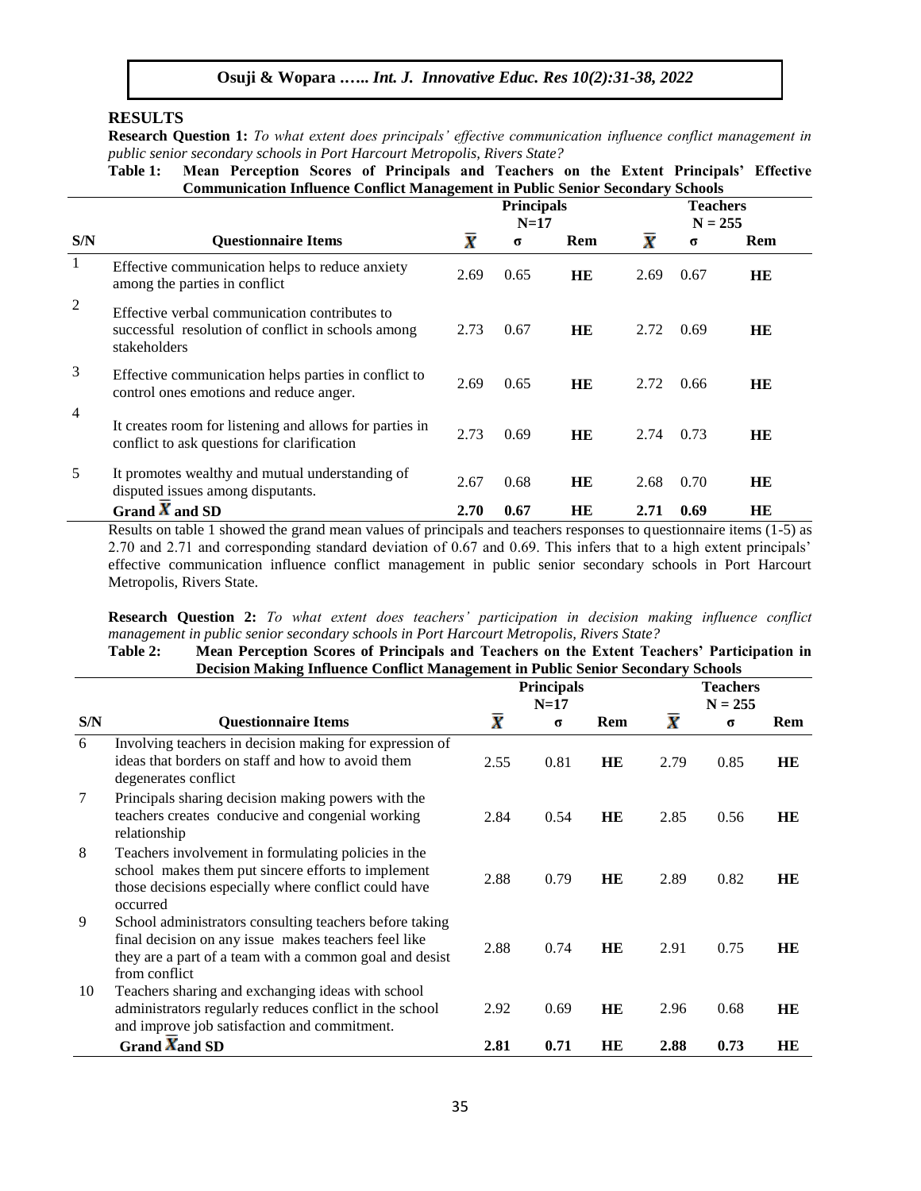## RESULTS

**Research Question 1:** *To what extent does principals' effective communication influence conflict management in public senior secondary schools in Port Harcourt Metropolis, Rivers State?*

**Table 1: Mean Perception Scores of Principals and Teachers on the Extent Principals' Effective Communication Influence Conflict Management in Public Senior Secondary Schools**

| | | Principals N=17 | | | Teachers N = 255 | | |
|---|---|---|---|---|---|---|---|
| **S/N** | **Questionnaire Items** | $\bar{X}$ | σ | **Rem** | $\bar{X}$ | σ | **Rem** |
| 1 | Effective communication helps to reduce anxiety among the parties in conflict | 2.69 | 0.65 | **HE** | 2.69 | 0.67 | **HE** |
| 2 | Effective verbal communication contributes to successful resolution of conflict in schools among stakeholders | 2.73 | 0.67 | **HE** | 2.72 | 0.69 | **HE** |
| 3 | Effective communication helps parties in conflict to control ones emotions and reduce anger. | 2.69 | 0.65 | **HE** | 2.72 | 0.66 | **HE** |
| 4 | It creates room for listening and allows for parties in conflict to ask questions for clarification | 2.73 | 0.69 | **HE** | 2.74 | 0.73 | **HE** |
| 5 | It promotes wealthy and mutual understanding of disputed issues among disputants. | 2.67 | 0.68 | **HE** | 2.68 | 0.70 | **HE** |
| | **Grand $\bar{X}$ and SD** | **2.70** | **0.67** | **HE** | **2.71** | **0.69** | **HE** |

Results on table 1 showed the grand mean values of principals and teachers responses to questionnaire items (1-5) as 2.70 and 2.71 and corresponding standard deviation of 0.67 and 0.69. This infers that to a high extent principals' effective communication influence conflict management in public senior secondary schools in Port Harcourt Metropolis, Rivers State.

**Research Question 2:** *To what extent does teachers' participation in decision making influence conflict management in public senior secondary schools in Port Harcourt Metropolis, Rivers State?*

**Table 2: Mean Perception Scores of Principals and Teachers on the Extent Teachers' Participation in Decision Making Influence Conflict Management in Public Senior Secondary Schools**

| | | Principals N=17 | | | Teachers N = 255 | | |
|---|---|---|---|---|---|---|---|
| **S/N** | **Questionnaire Items** | $\bar{X}$ | σ | **Rem** | $\bar{X}$ | σ | **Rem** |
| 6 | Involving teachers in decision making for expression of ideas that borders on staff and how to avoid them degenerates conflict | 2.55 | 0.81 | **HE** | 2.79 | 0.85 | **HE** |
| 7 | Principals sharing decision making powers with the teachers creates conducive and congenial working relationship | 2.84 | 0.54 | **HE** | 2.85 | 0.56 | **HE** |
| 8 | Teachers involvement in formulating policies in the school makes them put sincere efforts to implement those decisions especially where conflict could have occurred | 2.88 | 0.79 | **HE** | 2.89 | 0.82 | **HE** |
| 9 | School administrators consulting teachers before taking final decision on any issue makes teachers feel like they are a part of a team with a common goal and desist from conflict | 2.88 | 0.74 | **HE** | 2.91 | 0.75 | **HE** |
| 10 | Teachers sharing and exchanging ideas with school administrators regularly reduces conflict in the school and improve job satisfaction and commitment. | 2.92 | 0.69 | **HE** | 2.96 | 0.68 | **HE** |
| | **Grand $\bar{X}$ and SD** | **2.81** | **0.71** | **HE** | **2.88** | **0.73** | **HE** |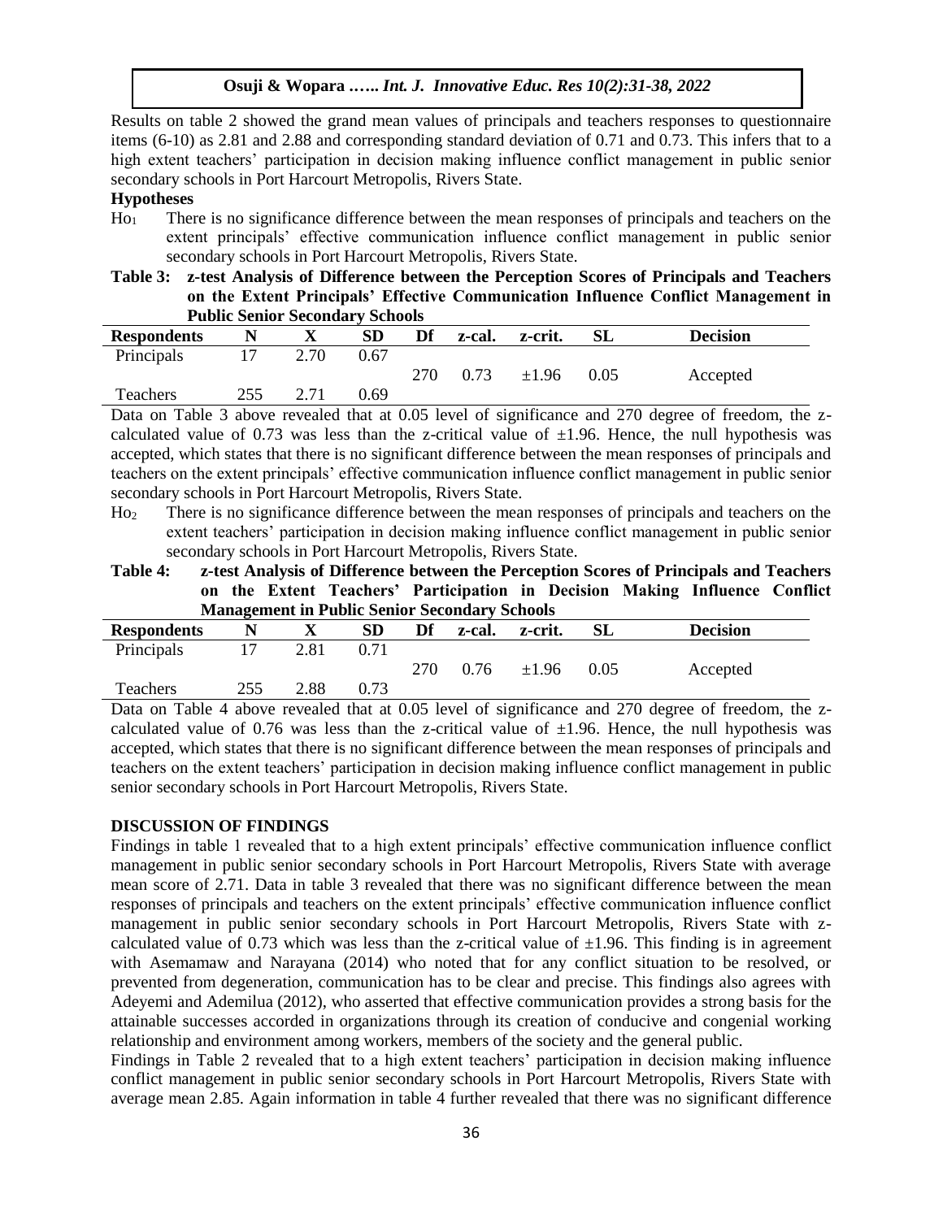Results on table 2 showed the grand mean values of principals and teachers responses to questionnaire items (6-10) as 2.81 and 2.88 and corresponding standard deviation of 0.71 and 0.73. This infers that to a high extent teachers' participation in decision making influence conflict management in public senior secondary schools in Port Harcourt Metropolis, Rivers State.

**Hypotheses**

$Ho_1$ There is no significance difference between the mean responses of principals and teachers on the extent principals' effective communication influence conflict management in public senior secondary schools in Port Harcourt Metropolis, Rivers State.

**Table 3: z-test Analysis of Difference between the Perception Scores of Principals and Teachers on the Extent Principals' Effective Communication Influence Conflict Management in Public Senior Secondary Schools**

| Respondents | N | X | SD | Df | z-cal. | z-crit. | SL | Decision |
|---|---|---|---|---|---|---|---|---|
| Principals | 17 | 2.70 | 0.67 | | | | | |
| | | | | 270 | 0.73 | ±1.96 | 0.05 | Accepted |
| Teachers | 255 | 2.71 | 0.69 | | | | | |

Data on Table 3 above revealed that at 0.05 level of significance and 270 degree of freedom, the z-calculated value of 0.73 was less than the z-critical value of ±1.96. Hence, the null hypothesis was accepted, which states that there is no significant difference between the mean responses of principals and teachers on the extent principals' effective communication influence conflict management in public senior secondary schools in Port Harcourt Metropolis, Rivers State.

$Ho_2$ There is no significance difference between the mean responses of principals and teachers on the extent teachers' participation in decision making influence conflict management in public senior secondary schools in Port Harcourt Metropolis, Rivers State.

**Table 4: z-test Analysis of Difference between the Perception Scores of Principals and Teachers on the Extent Teachers' Participation in Decision Making Influence Conflict Management in Public Senior Secondary Schools**

| Respondents | N | X | SD | Df | z-cal. | z-crit. | SL | Decision |
|---|---|---|---|---|---|---|---|---|
| Principals | 17 | 2.81 | 0.71 | | | | | |
| | | | | 270 | 0.76 | ±1.96 | 0.05 | Accepted |
| Teachers | 255 | 2.88 | 0.73 | | | | | |

Data on Table 4 above revealed that at 0.05 level of significance and 270 degree of freedom, the z-calculated value of 0.76 was less than the z-critical value of ±1.96. Hence, the null hypothesis was accepted, which states that there is no significant difference between the mean responses of principals and teachers on the extent teachers' participation in decision making influence conflict management in public senior secondary schools in Port Harcourt Metropolis, Rivers State.

## DISCUSSION OF FINDINGS

Findings in table 1 revealed that to a high extent principals' effective communication influence conflict management in public senior secondary schools in Port Harcourt Metropolis, Rivers State with average mean score of 2.71. Data in table 3 revealed that there was no significant difference between the mean responses of principals and teachers on the extent principals' effective communication influence conflict management in public senior secondary schools in Port Harcourt Metropolis, Rivers State with z-calculated value of 0.73 which was less than the z-critical value of ±1.96. This finding is in agreement with Asemamaw and Narayana (2014) who noted that for any conflict situation to be resolved, or prevented from degeneration, communication has to be clear and precise. This findings also agrees with Adeyemi and Ademilua (2012), who asserted that effective communication provides a strong basis for the attainable successes accorded in organizations through its creation of conducive and congenial working relationship and environment among workers, members of the society and the general public.

Findings in Table 2 revealed that to a high extent teachers' participation in decision making influence conflict management in public senior secondary schools in Port Harcourt Metropolis, Rivers State with average mean 2.85. Again information in table 4 further revealed that there was no significant difference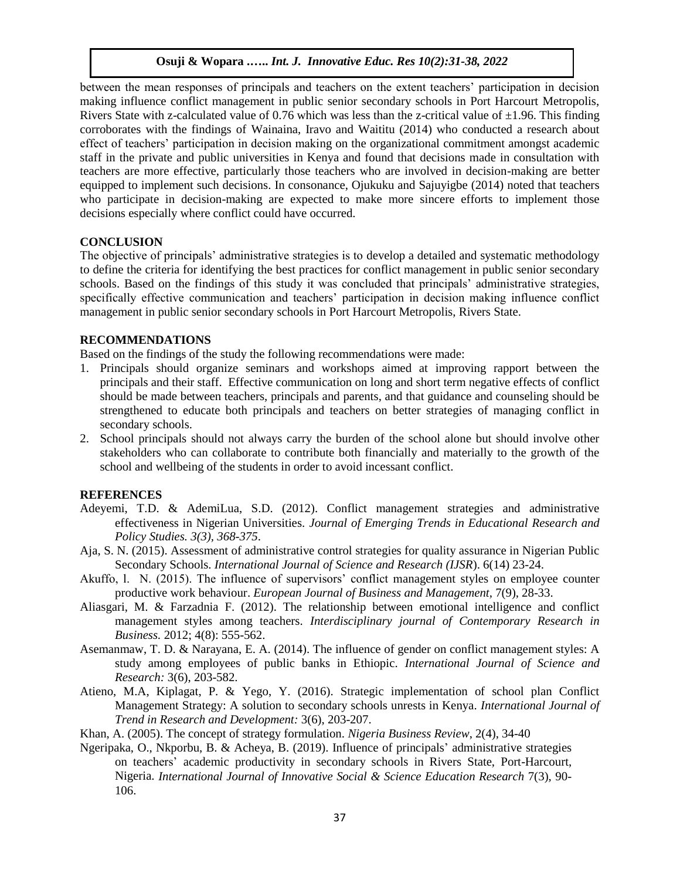between the mean responses of principals and teachers on the extent teachers' participation in decision making influence conflict management in public senior secondary schools in Port Harcourt Metropolis, Rivers State with z-calculated value of 0.76 which was less than the z-critical value of ±1.96. This finding corroborates with the findings of Wainaina, Iravo and Waititu (2014) who conducted a research about effect of teachers' participation in decision making on the organizational commitment amongst academic staff in the private and public universities in Kenya and found that decisions made in consultation with teachers are more effective, particularly those teachers who are involved in decision-making are better equipped to implement such decisions. In consonance, Ojukuku and Sajuyigbe (2014) noted that teachers who participate in decision-making are expected to make more sincere efforts to implement those decisions especially where conflict could have occurred.

## CONCLUSION

The objective of principals' administrative strategies is to develop a detailed and systematic methodology to define the criteria for identifying the best practices for conflict management in public senior secondary schools. Based on the findings of this study it was concluded that principals' administrative strategies, specifically effective communication and teachers' participation in decision making influence conflict management in public senior secondary schools in Port Harcourt Metropolis, Rivers State.

## RECOMMENDATIONS

Based on the findings of the study the following recommendations were made:

1. Principals should organize seminars and workshops aimed at improving rapport between the principals and their staff. Effective communication on long and short term negative effects of conflict should be made between teachers, principals and parents, and that guidance and counseling should be strengthened to educate both principals and teachers on better strategies of managing conflict in secondary schools.
2. School principals should not always carry the burden of the school alone but should involve other stakeholders who can collaborate to contribute both financially and materially to the growth of the school and wellbeing of the students in order to avoid incessant conflict.

## REFERENCES

Adeyemi, T.D. & AdemiLua, S.D. (2012). Conflict management strategies and administrative effectiveness in Nigerian Universities. *Journal of Emerging Trends in Educational Research and Policy Studies. 3(3), 368-375*.

Aja, S. N. (2015). Assessment of administrative control strategies for quality assurance in Nigerian Public Secondary Schools. *International Journal of Science and Research (IJSR*). 6(14) 23-24.

Akuffo, l. N. (2015). The influence of supervisors' conflict management styles on employee counter productive work behaviour. *European Journal of Business and Management*, 7(9), 28-33.

Aliasgari, M. & Farzadnia F. (2012). The relationship between emotional intelligence and conflict management styles among teachers. *Interdisciplinary journal of Contemporary Research in Business.* 2012; 4(8): 555-562.

Asemanmaw, T. D. & Narayana, E. A. (2014). The influence of gender on conflict management styles: A study among employees of public banks in Ethiopic. *International Journal of Science and Research:* 3(6), 203-582.

Atieno, M.A, Kiplagat, P. & Yego, Y. (2016). Strategic implementation of school plan Conflict Management Strategy: A solution to secondary schools unrests in Kenya. *International Journal of Trend in Research and Development:* 3(6), 203-207.

Khan, A. (2005). The concept of strategy formulation. *Nigeria Business Review*, 2(4), 34-40

Ngeripaka, O., Nkporbu, B. & Acheya, B. (2019). Influence of principals' administrative strategies on teachers' academic productivity in secondary schools in Rivers State, Port-Harcourt, Nigeria. *International Journal of Innovative Social & Science Education Research* 7(3), 90-106.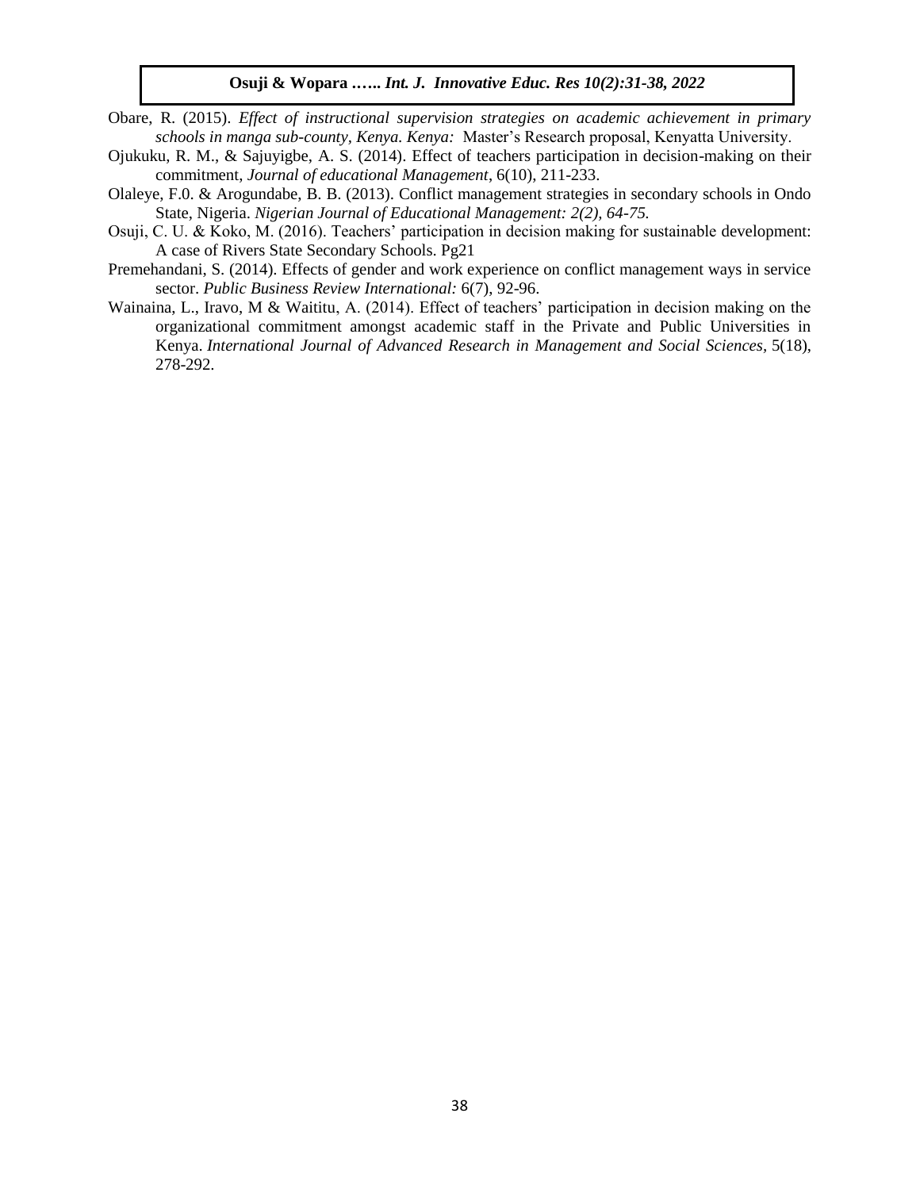Obare, R. (2015). *Effect of instructional supervision strategies on academic achievement in primary schools in manga sub-county, Kenya. Kenya:* Master's Research proposal, Kenyatta University.

Ojukuku, R. M., & Sajuyigbe, A. S. (2014). Effect of teachers participation in decision-making on their commitment, *Journal of educational Management*, 6(10), 211-233.

Olaleye, F.0. & Arogundabe, B. B. (2013). Conflict management strategies in secondary schools in Ondo State, Nigeria. *Nigerian Journal of Educational Management: 2(2), 64-75.*

Osuji, C. U. & Koko, M. (2016). Teachers' participation in decision making for sustainable development: A case of Rivers State Secondary Schools. Pg21

Premehandani, S. (2014). Effects of gender and work experience on conflict management ways in service sector. *Public Business Review International:* 6(7), 92-96.

Wainaina, L., Iravo, M & Waititu, A. (2014). Effect of teachers' participation in decision making on the organizational commitment amongst academic staff in the Private and Public Universities in Kenya. *International Journal of Advanced Research in Management and Social Sciences*, 5(18), 278-292.